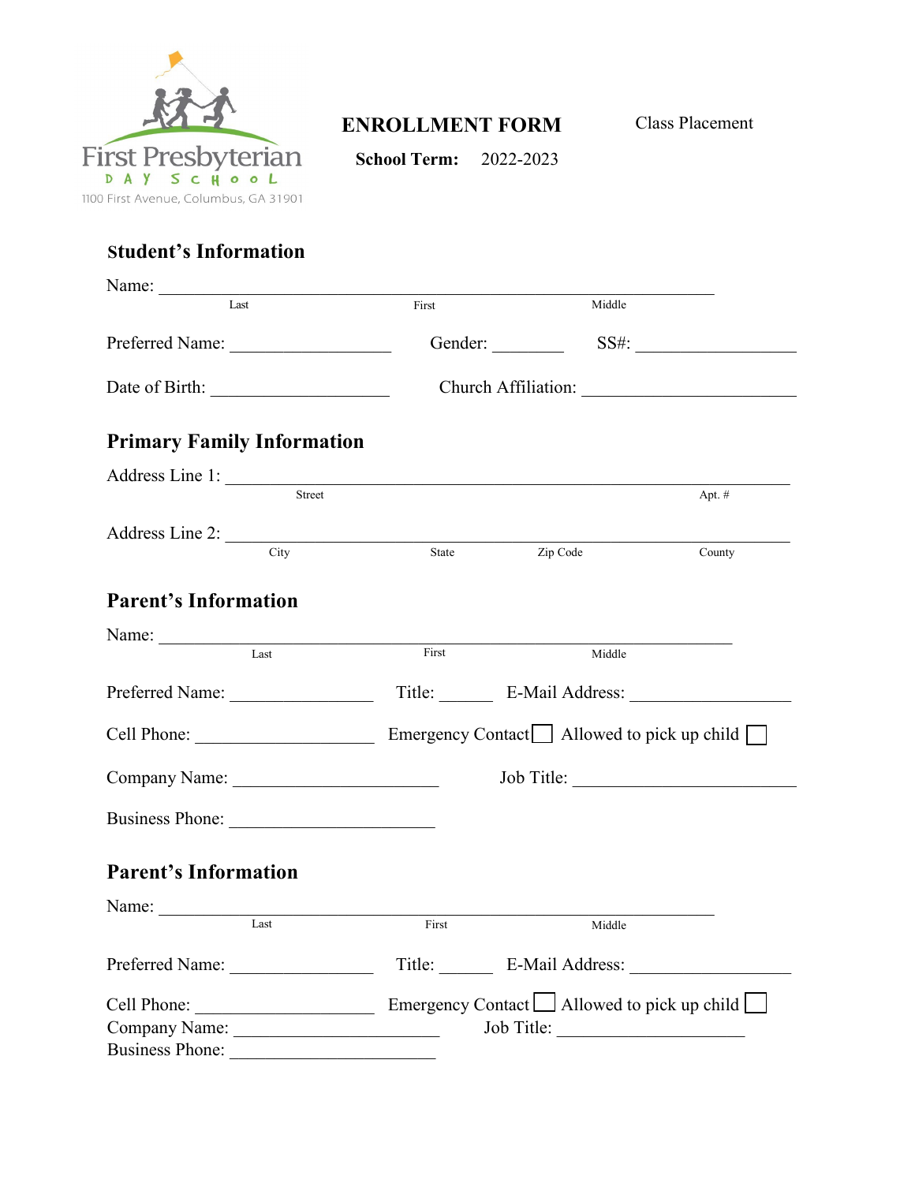First Presbyterian
DAY SCHOOL
1100 First Avenue, Columbus, GA 31901

# ENROLLMENT FORM

**School Term:** 2022-2023

Class Placement

## Student's Information

Name: ______________________________________________
Last First Middle

Preferred Name: ________________ Gender: ________ SS#: ________________

Date of Birth: ________________ Church Affiliation: ____________________

## Primary Family Information

Address Line 1: ______________________________________________
Street Apt. #

Address Line 2: ______________________________________________
City State Zip Code County

## Parent's Information

Name: ______________________________________________
Last First Middle

Preferred Name: ______________ Title: ______ E-Mail Address: ________________

Cell Phone: __________________ Emergency Contact ☐ Allowed to pick up child ☐

Company Name: ____________________ Job Title: ______________________

Business Phone: ____________________

## Parent's Information

Name: ______________________________________________
Last First Middle

Preferred Name: ______________ Title: ______ E-Mail Address: ________________

Cell Phone: __________________ Emergency Contact ☐ Allowed to pick up child ☐

Company Name: ____________________ Job Title: ____________________

Business Phone: ____________________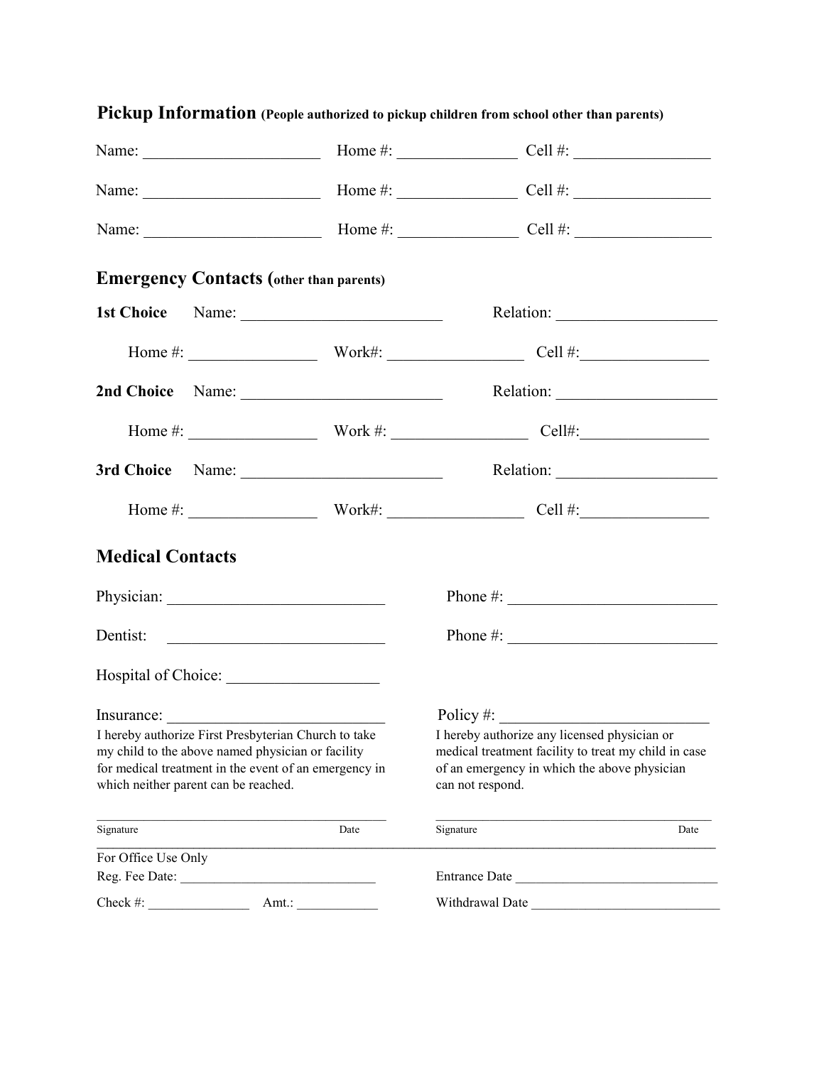## Pickup Information (People authorized to pickup children from school other than parents)

Name: ______________________ Home #: _______________ Cell #: _________________

Name: ______________________ Home #: _______________ Cell #: _________________

Name: ______________________ Home #: _______________ Cell #: _________________

## Emergency Contacts (other than parents)

**1st Choice** Name: _________________________ Relation: ____________________

Home #: ________________ Work#: _________________ Cell #:________________

**2nd Choice** Name: _________________________ Relation: ____________________

Home #: ________________ Work #: _________________ Cell#:________________

**3rd Choice** Name: _________________________ Relation: ____________________

Home #: ________________ Work#: _________________ Cell #:________________

## Medical Contacts

Physician: ___________________________ Phone #: __________________________

Dentist: ___________________________ Phone #: __________________________

Hospital of Choice: ___________________

Insurance: ____________________________ Policy #: __________________________

I hereby authorize First Presbyterian Church to take my child to the above named physician or facility for medical treatment in the event of an emergency in which neither parent can be reached.

_____________________________________________
Signature Date

I hereby authorize any licensed physician or medical treatment facility to treat my child in case of an emergency in which the above physician can not respond.

_____________________________________________
Signature Date

For Office Use Only

Reg. Fee Date: _____________________________

Check #: _______________ Amt.: ____________

Entrance Date _____________________________

Withdrawal Date ____________________________